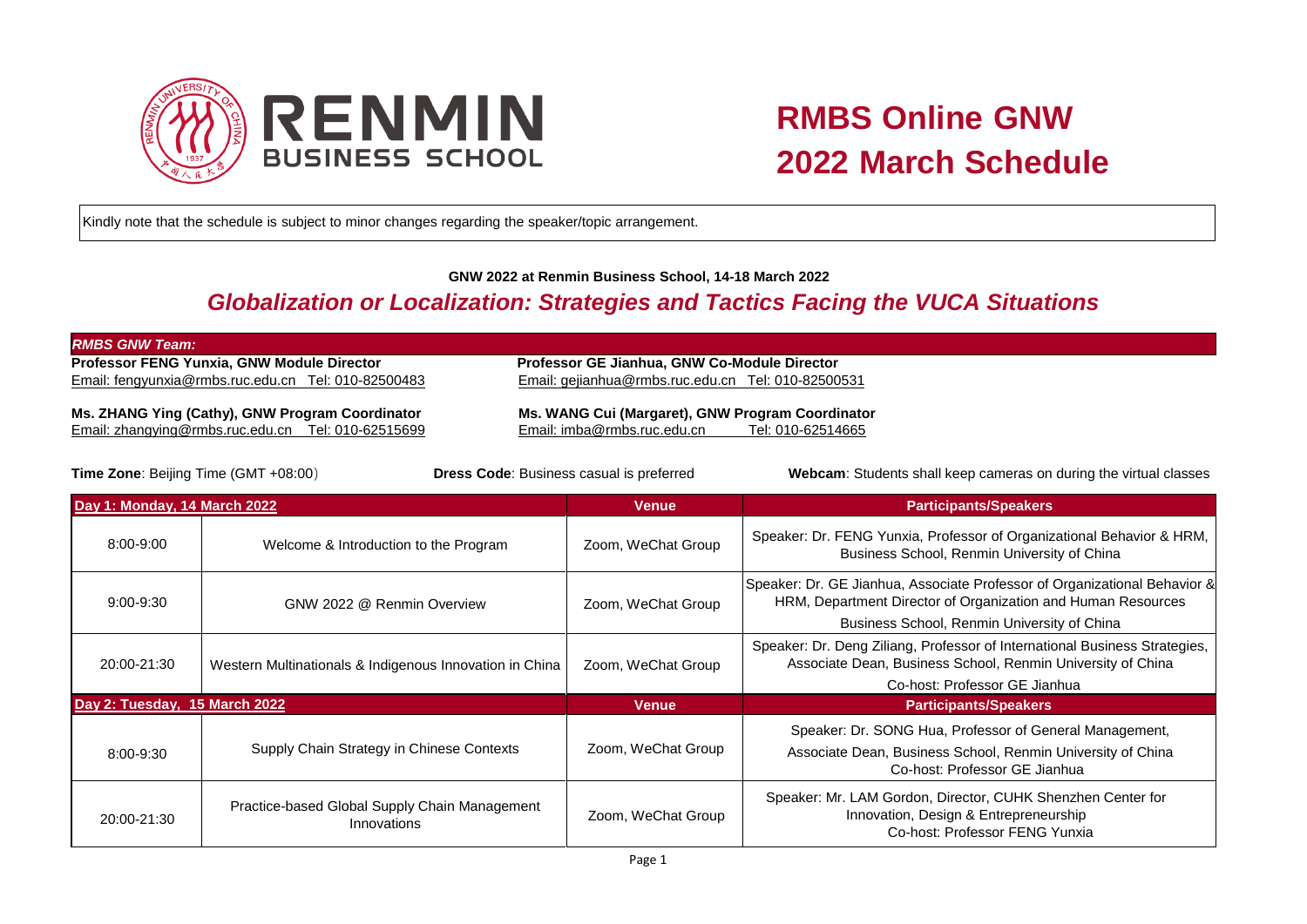# RMBS Online GNW 2022 March Schedule

Kindly note that the schedule is subject to minor changes regarding the speaker/topic arrangement.

**GNW 2022 at Renmin Business School, 14-18 March 2022**

## *Globalization or Localization: Strategies and Tactics Facing the VUCA Situations*

***RMBS GNW Team:***

**Professor FENG Yunxia, GNW Module Director**
Email: fengyunxia@rmbs.ruc.edu.cn Tel: 010-82500483

**Professor GE Jianhua, GNW Co-Module Director**
Email: gejianhua@rmbs.ruc.edu.cn Tel: 010-82500531

**Ms. ZHANG Ying (Cathy), GNW Program Coordinator**
Email: zhangying@rmbs.ruc.edu.cn Tel: 010-62515699

**Ms. WANG Cui (Margaret), GNW Program Coordinator**
Email: imba@rmbs.ruc.edu.cn Tel: 010-62514665

**Time Zone**: Beijing Time (GMT +08:00） **Dress Code**: Business casual is preferred **Webcam**: Students shall keep cameras on during the virtual classes

| Day 1: Monday, 14 March 2022 | | Venue | Participants/Speakers |
|---|---|---|---|
| 8:00-9:00 | Welcome & Introduction to the Program | Zoom, WeChat Group | Speaker: Dr. FENG Yunxia, Professor of Organizational Behavior & HRM, Business School, Renmin University of China |
| 9:00-9:30 | GNW 2022 @ Renmin Overview | Zoom, WeChat Group | Speaker: Dr. GE Jianhua, Associate Professor of Organizational Behavior & HRM, Department Director of Organization and Human Resources<br>Business School, Renmin University of China |
| 20:00-21:30 | Western Multinationals & Indigenous Innovation in China | Zoom, WeChat Group | Speaker: Dr. Deng Ziliang, Professor of International Business Strategies, Associate Dean, Business School, Renmin University of China<br>Co-host: Professor GE Jianhua |
| **Day 2: Tuesday, 15 March 2022** | | **Venue** | **Participants/Speakers** |
| 8:00-9:30 | Supply Chain Strategy in Chinese Contexts | Zoom, WeChat Group | Speaker: Dr. SONG Hua, Professor of General Management,<br>Associate Dean, Business School, Renmin University of China<br>Co-host: Professor GE Jianhua |
| 20:00-21:30 | Practice-based Global Supply Chain Management Innovations | Zoom, WeChat Group | Speaker: Mr. LAM Gordon, Director, CUHK Shenzhen Center for Innovation, Design & Entrepreneurship<br>Co-host: Professor FENG Yunxia |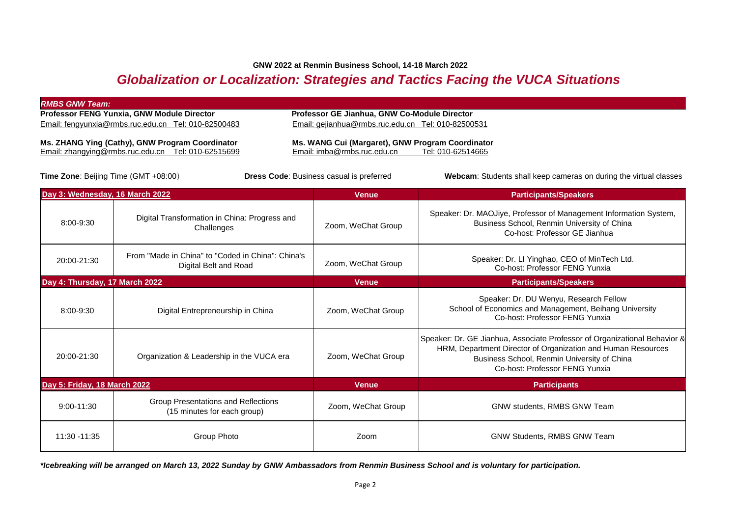**GNW 2022 at Renmin Business School, 14-18 March 2022**

## *Globalization or Localization: Strategies and Tactics Facing the VUCA Situations*

***RMBS GNW Team:***

**Professor FENG Yunxia, GNW Module Director**
Email: fengyunxia@rmbs.ruc.edu.cn Tel: 010-82500483

**Professor GE Jianhua, GNW Co-Module Director**
Email: gejianhua@rmbs.ruc.edu.cn Tel: 010-82500531

**Ms. ZHANG Ying (Cathy), GNW Program Coordinator**
Email: zhangying@rmbs.ruc.edu.cn Tel: 010-62515699

**Ms. WANG Cui (Margaret), GNW Program Coordinator**
Email: imba@rmbs.ruc.edu.cn Tel: 010-62514665

**Time Zone**: Beijing Time (GMT +08:00）　**Dress Code**: Business casual is preferred　**Webcam**: Students shall keep cameras on during the virtual classes

| Day 3: Wednesday, 16 March 2022 | | Venue | Participants/Speakers |
|---|---|---|---|
| 8:00-9:30 | Digital Transformation in China: Progress and Challenges | Zoom, WeChat Group | Speaker: Dr. MAOJiye, Professor of Management Information System, Business School, Renmin University of China<br>Co-host: Professor GE Jianhua |
| 20:00-21:30 | From "Made in China" to "Coded in China": China's Digital Belt and Road | Zoom, WeChat Group | Speaker: Dr. LI Yinghao, CEO of MinTech Ltd.<br>Co-host: Professor FENG Yunxia |
| **Day 4: Thursday, 17 March 2022** | | **Venue** | **Participants/Speakers** |
| 8:00-9:30 | Digital Entrepreneurship in China | Zoom, WeChat Group | Speaker: Dr. DU Wenyu, Research Fellow<br>School of Economics and Management, Beihang University<br>Co-host: Professor FENG Yunxia |
| 20:00-21:30 | Organization & Leadership in the VUCA era | Zoom, WeChat Group | Speaker: Dr. GE Jianhua, Associate Professor of Organizational Behavior & HRM, Department Director of Organization and Human Resources<br>Business School, Renmin University of China<br>Co-host: Professor FENG Yunxia |
| **Day 5: Friday, 18 March 2022** | | **Venue** | **Participants** |
| 9:00-11:30 | Group Presentations and Reflections (15 minutes for each group) | Zoom, WeChat Group | GNW students, RMBS GNW Team |
| 11:30 -11:35 | Group Photo | Zoom | GNW Students, RMBS GNW Team |

***\*Icebreaking will be arranged on March 13, 2022 Sunday by GNW Ambassadors from Renmin Business School and is voluntary for participation.***